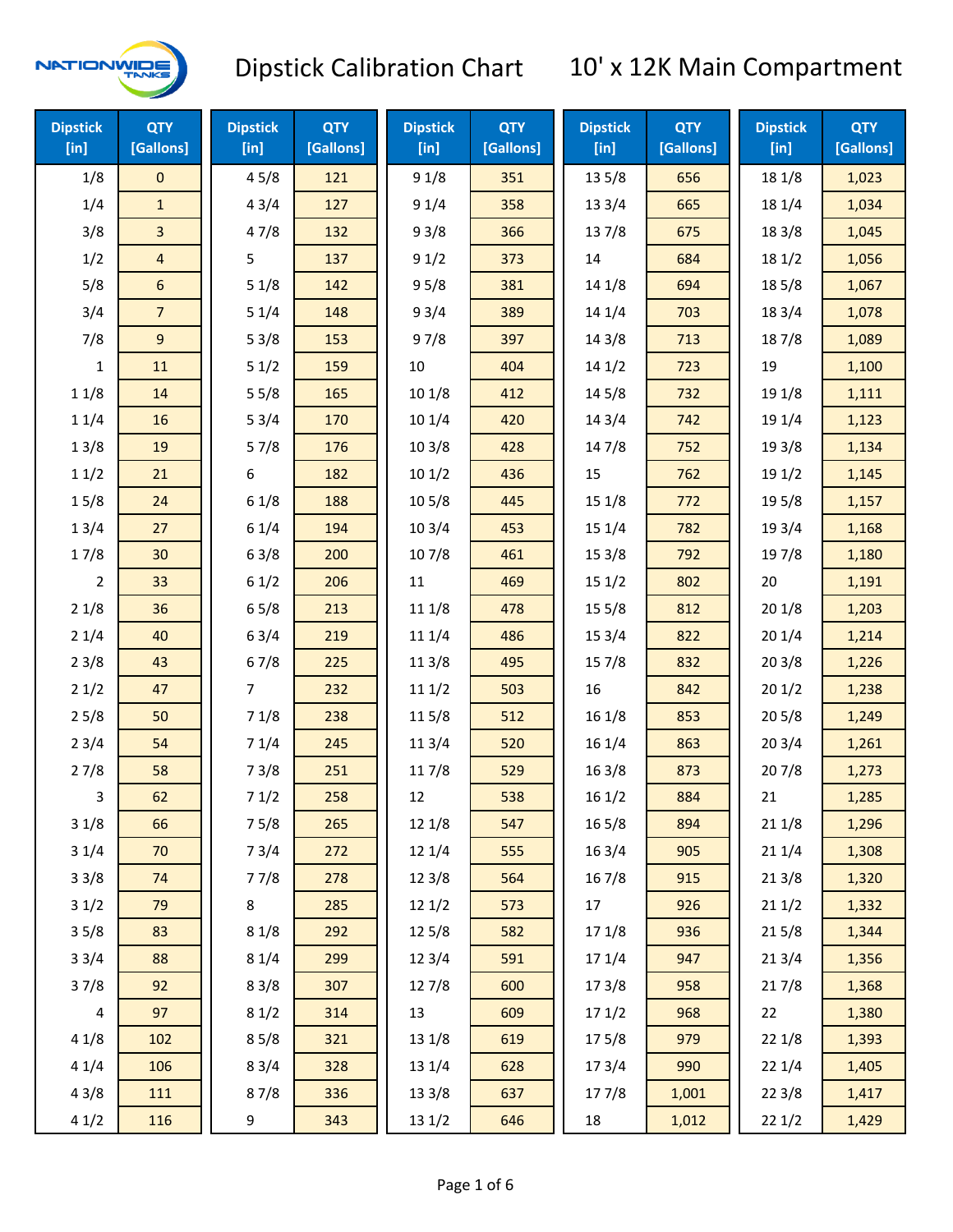# Dipstick Calibration Chart 10' x 12K Main Compartment

| Dipstick [in] | QTY [Gallons] | Dipstick [in] | QTY [Gallons] | Dipstick [in] | QTY [Gallons] | Dipstick [in] | QTY [Gallons] | Dipstick [in] | QTY [Gallons] |
|---|---|---|---|---|---|---|---|---|---|
| 1/8 | 0 | 4 5/8 | 121 | 9 1/8 | 351 | 13 5/8 | 656 | 18 1/8 | 1,023 |
| 1/4 | 1 | 4 3/4 | 127 | 9 1/4 | 358 | 13 3/4 | 665 | 18 1/4 | 1,034 |
| 3/8 | 3 | 4 7/8 | 132 | 9 3/8 | 366 | 13 7/8 | 675 | 18 3/8 | 1,045 |
| 1/2 | 4 | 5 | 137 | 9 1/2 | 373 | 14 | 684 | 18 1/2 | 1,056 |
| 5/8 | 6 | 5 1/8 | 142 | 9 5/8 | 381 | 14 1/8 | 694 | 18 5/8 | 1,067 |
| 3/4 | 7 | 5 1/4 | 148 | 9 3/4 | 389 | 14 1/4 | 703 | 18 3/4 | 1,078 |
| 7/8 | 9 | 5 3/8 | 153 | 9 7/8 | 397 | 14 3/8 | 713 | 18 7/8 | 1,089 |
| 1 | 11 | 5 1/2 | 159 | 10 | 404 | 14 1/2 | 723 | 19 | 1,100 |
| 1 1/8 | 14 | 5 5/8 | 165 | 10 1/8 | 412 | 14 5/8 | 732 | 19 1/8 | 1,111 |
| 1 1/4 | 16 | 5 3/4 | 170 | 10 1/4 | 420 | 14 3/4 | 742 | 19 1/4 | 1,123 |
| 1 3/8 | 19 | 5 7/8 | 176 | 10 3/8 | 428 | 14 7/8 | 752 | 19 3/8 | 1,134 |
| 1 1/2 | 21 | 6 | 182 | 10 1/2 | 436 | 15 | 762 | 19 1/2 | 1,145 |
| 1 5/8 | 24 | 6 1/8 | 188 | 10 5/8 | 445 | 15 1/8 | 772 | 19 5/8 | 1,157 |
| 1 3/4 | 27 | 6 1/4 | 194 | 10 3/4 | 453 | 15 1/4 | 782 | 19 3/4 | 1,168 |
| 1 7/8 | 30 | 6 3/8 | 200 | 10 7/8 | 461 | 15 3/8 | 792 | 19 7/8 | 1,180 |
| 2 | 33 | 6 1/2 | 206 | 11 | 469 | 15 1/2 | 802 | 20 | 1,191 |
| 2 1/8 | 36 | 6 5/8 | 213 | 11 1/8 | 478 | 15 5/8 | 812 | 20 1/8 | 1,203 |
| 2 1/4 | 40 | 6 3/4 | 219 | 11 1/4 | 486 | 15 3/4 | 822 | 20 1/4 | 1,214 |
| 2 3/8 | 43 | 6 7/8 | 225 | 11 3/8 | 495 | 15 7/8 | 832 | 20 3/8 | 1,226 |
| 2 1/2 | 47 | 7 | 232 | 11 1/2 | 503 | 16 | 842 | 20 1/2 | 1,238 |
| 2 5/8 | 50 | 7 1/8 | 238 | 11 5/8 | 512 | 16 1/8 | 853 | 20 5/8 | 1,249 |
| 2 3/4 | 54 | 7 1/4 | 245 | 11 3/4 | 520 | 16 1/4 | 863 | 20 3/4 | 1,261 |
| 2 7/8 | 58 | 7 3/8 | 251 | 11 7/8 | 529 | 16 3/8 | 873 | 20 7/8 | 1,273 |
| 3 | 62 | 7 1/2 | 258 | 12 | 538 | 16 1/2 | 884 | 21 | 1,285 |
| 3 1/8 | 66 | 7 5/8 | 265 | 12 1/8 | 547 | 16 5/8 | 894 | 21 1/8 | 1,296 |
| 3 1/4 | 70 | 7 3/4 | 272 | 12 1/4 | 555 | 16 3/4 | 905 | 21 1/4 | 1,308 |
| 3 3/8 | 74 | 7 7/8 | 278 | 12 3/8 | 564 | 16 7/8 | 915 | 21 3/8 | 1,320 |
| 3 1/2 | 79 | 8 | 285 | 12 1/2 | 573 | 17 | 926 | 21 1/2 | 1,332 |
| 3 5/8 | 83 | 8 1/8 | 292 | 12 5/8 | 582 | 17 1/8 | 936 | 21 5/8 | 1,344 |
| 3 3/4 | 88 | 8 1/4 | 299 | 12 3/4 | 591 | 17 1/4 | 947 | 21 3/4 | 1,356 |
| 3 7/8 | 92 | 8 3/8 | 307 | 12 7/8 | 600 | 17 3/8 | 958 | 21 7/8 | 1,368 |
| 4 | 97 | 8 1/2 | 314 | 13 | 609 | 17 1/2 | 968 | 22 | 1,380 |
| 4 1/8 | 102 | 8 5/8 | 321 | 13 1/8 | 619 | 17 5/8 | 979 | 22 1/8 | 1,393 |
| 4 1/4 | 106 | 8 3/4 | 328 | 13 1/4 | 628 | 17 3/4 | 990 | 22 1/4 | 1,405 |
| 4 3/8 | 111 | 8 7/8 | 336 | 13 3/8 | 637 | 17 7/8 | 1,001 | 22 3/8 | 1,417 |
| 4 1/2 | 116 | 9 | 343 | 13 1/2 | 646 | 18 | 1,012 | 22 1/2 | 1,429 |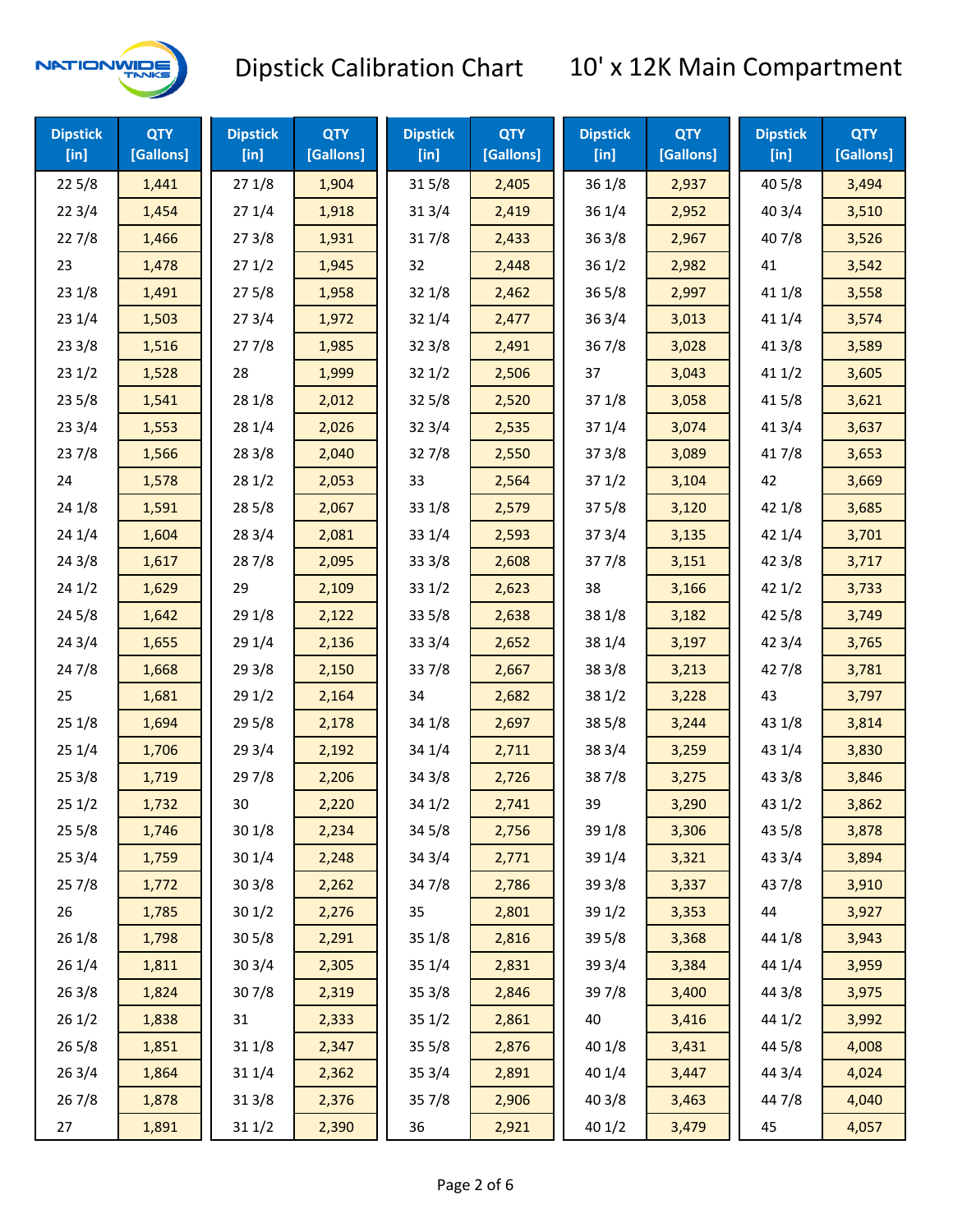# Dipstick Calibration Chart

## 10' x 12K Main Compartment

| Dipstick [in] | QTY [Gallons] | Dipstick [in] | QTY [Gallons] | Dipstick [in] | QTY [Gallons] | Dipstick [in] | QTY [Gallons] | Dipstick [in] | QTY [Gallons] |
|---|---|---|---|---|---|---|---|---|---|
| 22 5/8 | 1,441 | 27 1/8 | 1,904 | 31 5/8 | 2,405 | 36 1/8 | 2,937 | 40 5/8 | 3,494 |
| 22 3/4 | 1,454 | 27 1/4 | 1,918 | 31 3/4 | 2,419 | 36 1/4 | 2,952 | 40 3/4 | 3,510 |
| 22 7/8 | 1,466 | 27 3/8 | 1,931 | 31 7/8 | 2,433 | 36 3/8 | 2,967 | 40 7/8 | 3,526 |
| 23 | 1,478 | 27 1/2 | 1,945 | 32 | 2,448 | 36 1/2 | 2,982 | 41 | 3,542 |
| 23 1/8 | 1,491 | 27 5/8 | 1,958 | 32 1/8 | 2,462 | 36 5/8 | 2,997 | 41 1/8 | 3,558 |
| 23 1/4 | 1,503 | 27 3/4 | 1,972 | 32 1/4 | 2,477 | 36 3/4 | 3,013 | 41 1/4 | 3,574 |
| 23 3/8 | 1,516 | 27 7/8 | 1,985 | 32 3/8 | 2,491 | 36 7/8 | 3,028 | 41 3/8 | 3,589 |
| 23 1/2 | 1,528 | 28 | 1,999 | 32 1/2 | 2,506 | 37 | 3,043 | 41 1/2 | 3,605 |
| 23 5/8 | 1,541 | 28 1/8 | 2,012 | 32 5/8 | 2,520 | 37 1/8 | 3,058 | 41 5/8 | 3,621 |
| 23 3/4 | 1,553 | 28 1/4 | 2,026 | 32 3/4 | 2,535 | 37 1/4 | 3,074 | 41 3/4 | 3,637 |
| 23 7/8 | 1,566 | 28 3/8 | 2,040 | 32 7/8 | 2,550 | 37 3/8 | 3,089 | 41 7/8 | 3,653 |
| 24 | 1,578 | 28 1/2 | 2,053 | 33 | 2,564 | 37 1/2 | 3,104 | 42 | 3,669 |
| 24 1/8 | 1,591 | 28 5/8 | 2,067 | 33 1/8 | 2,579 | 37 5/8 | 3,120 | 42 1/8 | 3,685 |
| 24 1/4 | 1,604 | 28 3/4 | 2,081 | 33 1/4 | 2,593 | 37 3/4 | 3,135 | 42 1/4 | 3,701 |
| 24 3/8 | 1,617 | 28 7/8 | 2,095 | 33 3/8 | 2,608 | 37 7/8 | 3,151 | 42 3/8 | 3,717 |
| 24 1/2 | 1,629 | 29 | 2,109 | 33 1/2 | 2,623 | 38 | 3,166 | 42 1/2 | 3,733 |
| 24 5/8 | 1,642 | 29 1/8 | 2,122 | 33 5/8 | 2,638 | 38 1/8 | 3,182 | 42 5/8 | 3,749 |
| 24 3/4 | 1,655 | 29 1/4 | 2,136 | 33 3/4 | 2,652 | 38 1/4 | 3,197 | 42 3/4 | 3,765 |
| 24 7/8 | 1,668 | 29 3/8 | 2,150 | 33 7/8 | 2,667 | 38 3/8 | 3,213 | 42 7/8 | 3,781 |
| 25 | 1,681 | 29 1/2 | 2,164 | 34 | 2,682 | 38 1/2 | 3,228 | 43 | 3,797 |
| 25 1/8 | 1,694 | 29 5/8 | 2,178 | 34 1/8 | 2,697 | 38 5/8 | 3,244 | 43 1/8 | 3,814 |
| 25 1/4 | 1,706 | 29 3/4 | 2,192 | 34 1/4 | 2,711 | 38 3/4 | 3,259 | 43 1/4 | 3,830 |
| 25 3/8 | 1,719 | 29 7/8 | 2,206 | 34 3/8 | 2,726 | 38 7/8 | 3,275 | 43 3/8 | 3,846 |
| 25 1/2 | 1,732 | 30 | 2,220 | 34 1/2 | 2,741 | 39 | 3,290 | 43 1/2 | 3,862 |
| 25 5/8 | 1,746 | 30 1/8 | 2,234 | 34 5/8 | 2,756 | 39 1/8 | 3,306 | 43 5/8 | 3,878 |
| 25 3/4 | 1,759 | 30 1/4 | 2,248 | 34 3/4 | 2,771 | 39 1/4 | 3,321 | 43 3/4 | 3,894 |
| 25 7/8 | 1,772 | 30 3/8 | 2,262 | 34 7/8 | 2,786 | 39 3/8 | 3,337 | 43 7/8 | 3,910 |
| 26 | 1,785 | 30 1/2 | 2,276 | 35 | 2,801 | 39 1/2 | 3,353 | 44 | 3,927 |
| 26 1/8 | 1,798 | 30 5/8 | 2,291 | 35 1/8 | 2,816 | 39 5/8 | 3,368 | 44 1/8 | 3,943 |
| 26 1/4 | 1,811 | 30 3/4 | 2,305 | 35 1/4 | 2,831 | 39 3/4 | 3,384 | 44 1/4 | 3,959 |
| 26 3/8 | 1,824 | 30 7/8 | 2,319 | 35 3/8 | 2,846 | 39 7/8 | 3,400 | 44 3/8 | 3,975 |
| 26 1/2 | 1,838 | 31 | 2,333 | 35 1/2 | 2,861 | 40 | 3,416 | 44 1/2 | 3,992 |
| 26 5/8 | 1,851 | 31 1/8 | 2,347 | 35 5/8 | 2,876 | 40 1/8 | 3,431 | 44 5/8 | 4,008 |
| 26 3/4 | 1,864 | 31 1/4 | 2,362 | 35 3/4 | 2,891 | 40 1/4 | 3,447 | 44 3/4 | 4,024 |
| 26 7/8 | 1,878 | 31 3/8 | 2,376 | 35 7/8 | 2,906 | 40 3/8 | 3,463 | 44 7/8 | 4,040 |
| 27 | 1,891 | 31 1/2 | 2,390 | 36 | 2,921 | 40 1/2 | 3,479 | 45 | 4,057 |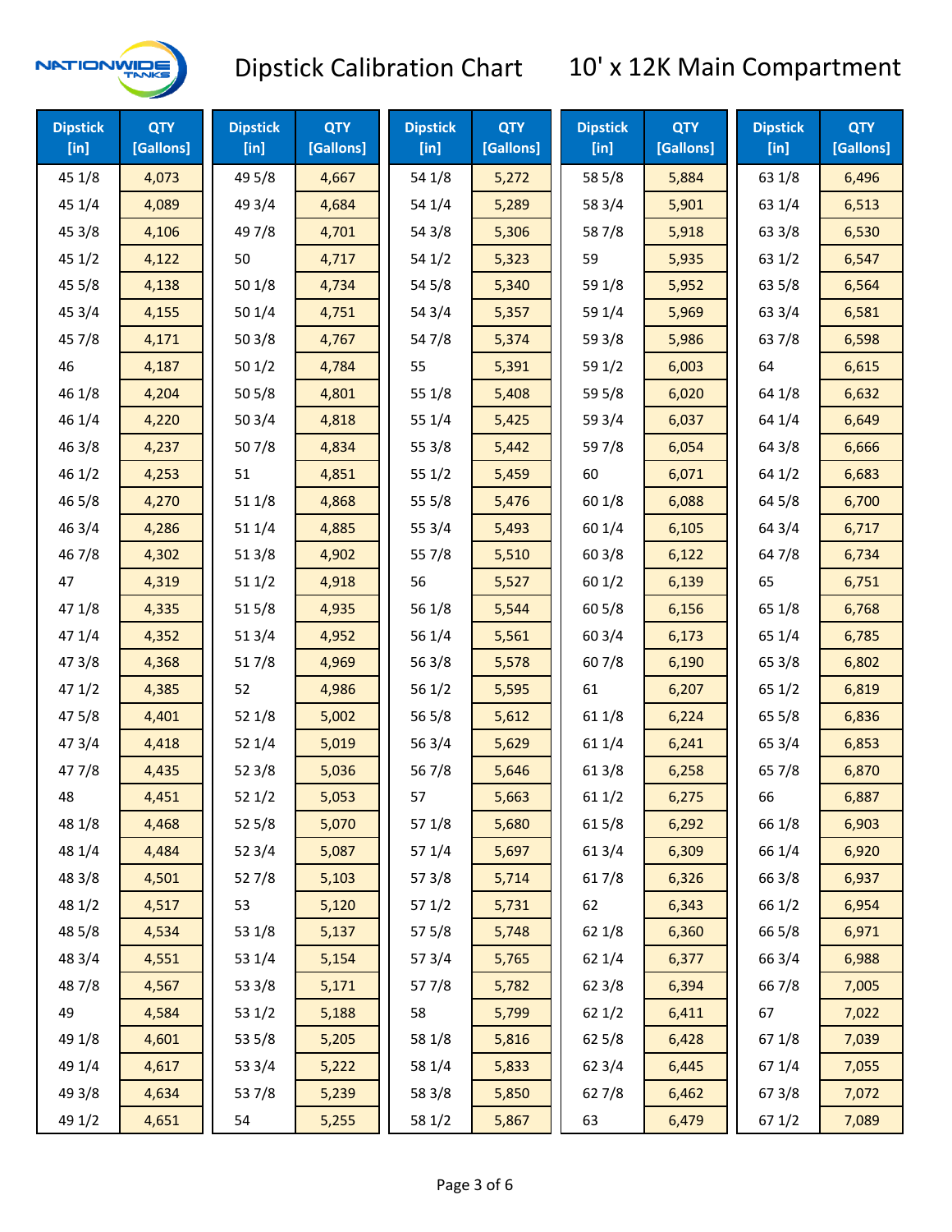# Dipstick Calibration Chart — 10' x 12K Main Compartment

| Dipstick [in] | QTY [Gallons] | Dipstick [in] | QTY [Gallons] | Dipstick [in] | QTY [Gallons] | Dipstick [in] | QTY [Gallons] | Dipstick [in] | QTY [Gallons] |
|---|---|---|---|---|---|---|---|---|---|
| 45 1/8 | 4,073 | 49 5/8 | 4,667 | 54 1/8 | 5,272 | 58 5/8 | 5,884 | 63 1/8 | 6,496 |
| 45 1/4 | 4,089 | 49 3/4 | 4,684 | 54 1/4 | 5,289 | 58 3/4 | 5,901 | 63 1/4 | 6,513 |
| 45 3/8 | 4,106 | 49 7/8 | 4,701 | 54 3/8 | 5,306 | 58 7/8 | 5,918 | 63 3/8 | 6,530 |
| 45 1/2 | 4,122 | 50 | 4,717 | 54 1/2 | 5,323 | 59 | 5,935 | 63 1/2 | 6,547 |
| 45 5/8 | 4,138 | 50 1/8 | 4,734 | 54 5/8 | 5,340 | 59 1/8 | 5,952 | 63 5/8 | 6,564 |
| 45 3/4 | 4,155 | 50 1/4 | 4,751 | 54 3/4 | 5,357 | 59 1/4 | 5,969 | 63 3/4 | 6,581 |
| 45 7/8 | 4,171 | 50 3/8 | 4,767 | 54 7/8 | 5,374 | 59 3/8 | 5,986 | 63 7/8 | 6,598 |
| 46 | 4,187 | 50 1/2 | 4,784 | 55 | 5,391 | 59 1/2 | 6,003 | 64 | 6,615 |
| 46 1/8 | 4,204 | 50 5/8 | 4,801 | 55 1/8 | 5,408 | 59 5/8 | 6,020 | 64 1/8 | 6,632 |
| 46 1/4 | 4,220 | 50 3/4 | 4,818 | 55 1/4 | 5,425 | 59 3/4 | 6,037 | 64 1/4 | 6,649 |
| 46 3/8 | 4,237 | 50 7/8 | 4,834 | 55 3/8 | 5,442 | 59 7/8 | 6,054 | 64 3/8 | 6,666 |
| 46 1/2 | 4,253 | 51 | 4,851 | 55 1/2 | 5,459 | 60 | 6,071 | 64 1/2 | 6,683 |
| 46 5/8 | 4,270 | 51 1/8 | 4,868 | 55 5/8 | 5,476 | 60 1/8 | 6,088 | 64 5/8 | 6,700 |
| 46 3/4 | 4,286 | 51 1/4 | 4,885 | 55 3/4 | 5,493 | 60 1/4 | 6,105 | 64 3/4 | 6,717 |
| 46 7/8 | 4,302 | 51 3/8 | 4,902 | 55 7/8 | 5,510 | 60 3/8 | 6,122 | 64 7/8 | 6,734 |
| 47 | 4,319 | 51 1/2 | 4,918 | 56 | 5,527 | 60 1/2 | 6,139 | 65 | 6,751 |
| 47 1/8 | 4,335 | 51 5/8 | 4,935 | 56 1/8 | 5,544 | 60 5/8 | 6,156 | 65 1/8 | 6,768 |
| 47 1/4 | 4,352 | 51 3/4 | 4,952 | 56 1/4 | 5,561 | 60 3/4 | 6,173 | 65 1/4 | 6,785 |
| 47 3/8 | 4,368 | 51 7/8 | 4,969 | 56 3/8 | 5,578 | 60 7/8 | 6,190 | 65 3/8 | 6,802 |
| 47 1/2 | 4,385 | 52 | 4,986 | 56 1/2 | 5,595 | 61 | 6,207 | 65 1/2 | 6,819 |
| 47 5/8 | 4,401 | 52 1/8 | 5,002 | 56 5/8 | 5,612 | 61 1/8 | 6,224 | 65 5/8 | 6,836 |
| 47 3/4 | 4,418 | 52 1/4 | 5,019 | 56 3/4 | 5,629 | 61 1/4 | 6,241 | 65 3/4 | 6,853 |
| 47 7/8 | 4,435 | 52 3/8 | 5,036 | 56 7/8 | 5,646 | 61 3/8 | 6,258 | 65 7/8 | 6,870 |
| 48 | 4,451 | 52 1/2 | 5,053 | 57 | 5,663 | 61 1/2 | 6,275 | 66 | 6,887 |
| 48 1/8 | 4,468 | 52 5/8 | 5,070 | 57 1/8 | 5,680 | 61 5/8 | 6,292 | 66 1/8 | 6,903 |
| 48 1/4 | 4,484 | 52 3/4 | 5,087 | 57 1/4 | 5,697 | 61 3/4 | 6,309 | 66 1/4 | 6,920 |
| 48 3/8 | 4,501 | 52 7/8 | 5,103 | 57 3/8 | 5,714 | 61 7/8 | 6,326 | 66 3/8 | 6,937 |
| 48 1/2 | 4,517 | 53 | 5,120 | 57 1/2 | 5,731 | 62 | 6,343 | 66 1/2 | 6,954 |
| 48 5/8 | 4,534 | 53 1/8 | 5,137 | 57 5/8 | 5,748 | 62 1/8 | 6,360 | 66 5/8 | 6,971 |
| 48 3/4 | 4,551 | 53 1/4 | 5,154 | 57 3/4 | 5,765 | 62 1/4 | 6,377 | 66 3/4 | 6,988 |
| 48 7/8 | 4,567 | 53 3/8 | 5,171 | 57 7/8 | 5,782 | 62 3/8 | 6,394 | 66 7/8 | 7,005 |
| 49 | 4,584 | 53 1/2 | 5,188 | 58 | 5,799 | 62 1/2 | 6,411 | 67 | 7,022 |
| 49 1/8 | 4,601 | 53 5/8 | 5,205 | 58 1/8 | 5,816 | 62 5/8 | 6,428 | 67 1/8 | 7,039 |
| 49 1/4 | 4,617 | 53 3/4 | 5,222 | 58 1/4 | 5,833 | 62 3/4 | 6,445 | 67 1/4 | 7,055 |
| 49 3/8 | 4,634 | 53 7/8 | 5,239 | 58 3/8 | 5,850 | 62 7/8 | 6,462 | 67 3/8 | 7,072 |
| 49 1/2 | 4,651 | 54 | 5,255 | 58 1/2 | 5,867 | 63 | 6,479 | 67 1/2 | 7,089 |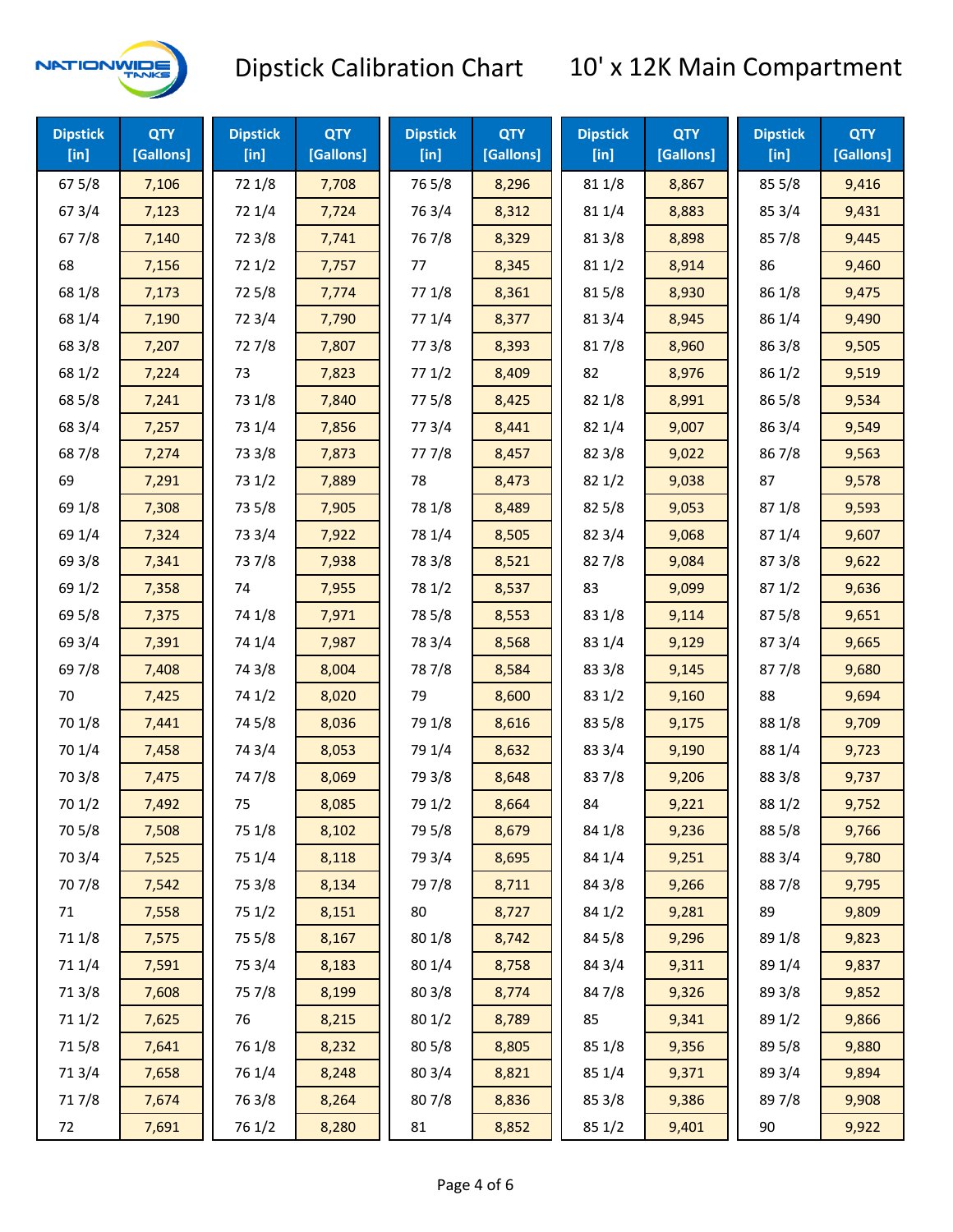# Dipstick Calibration Chart — 10' x 12K Main Compartment

| Dipstick [in] | QTY [Gallons] | Dipstick [in] | QTY [Gallons] | Dipstick [in] | QTY [Gallons] | Dipstick [in] | QTY [Gallons] | Dipstick [in] | QTY [Gallons] |
|---|---|---|---|---|---|---|---|---|---|
| 67 5/8 | 7,106 | 72 1/8 | 7,708 | 76 5/8 | 8,296 | 81 1/8 | 8,867 | 85 5/8 | 9,416 |
| 67 3/4 | 7,123 | 72 1/4 | 7,724 | 76 3/4 | 8,312 | 81 1/4 | 8,883 | 85 3/4 | 9,431 |
| 67 7/8 | 7,140 | 72 3/8 | 7,741 | 76 7/8 | 8,329 | 81 3/8 | 8,898 | 85 7/8 | 9,445 |
| 68 | 7,156 | 72 1/2 | 7,757 | 77 | 8,345 | 81 1/2 | 8,914 | 86 | 9,460 |
| 68 1/8 | 7,173 | 72 5/8 | 7,774 | 77 1/8 | 8,361 | 81 5/8 | 8,930 | 86 1/8 | 9,475 |
| 68 1/4 | 7,190 | 72 3/4 | 7,790 | 77 1/4 | 8,377 | 81 3/4 | 8,945 | 86 1/4 | 9,490 |
| 68 3/8 | 7,207 | 72 7/8 | 7,807 | 77 3/8 | 8,393 | 81 7/8 | 8,960 | 86 3/8 | 9,505 |
| 68 1/2 | 7,224 | 73 | 7,823 | 77 1/2 | 8,409 | 82 | 8,976 | 86 1/2 | 9,519 |
| 68 5/8 | 7,241 | 73 1/8 | 7,840 | 77 5/8 | 8,425 | 82 1/8 | 8,991 | 86 5/8 | 9,534 |
| 68 3/4 | 7,257 | 73 1/4 | 7,856 | 77 3/4 | 8,441 | 82 1/4 | 9,007 | 86 3/4 | 9,549 |
| 68 7/8 | 7,274 | 73 3/8 | 7,873 | 77 7/8 | 8,457 | 82 3/8 | 9,022 | 86 7/8 | 9,563 |
| 69 | 7,291 | 73 1/2 | 7,889 | 78 | 8,473 | 82 1/2 | 9,038 | 87 | 9,578 |
| 69 1/8 | 7,308 | 73 5/8 | 7,905 | 78 1/8 | 8,489 | 82 5/8 | 9,053 | 87 1/8 | 9,593 |
| 69 1/4 | 7,324 | 73 3/4 | 7,922 | 78 1/4 | 8,505 | 82 3/4 | 9,068 | 87 1/4 | 9,607 |
| 69 3/8 | 7,341 | 73 7/8 | 7,938 | 78 3/8 | 8,521 | 82 7/8 | 9,084 | 87 3/8 | 9,622 |
| 69 1/2 | 7,358 | 74 | 7,955 | 78 1/2 | 8,537 | 83 | 9,099 | 87 1/2 | 9,636 |
| 69 5/8 | 7,375 | 74 1/8 | 7,971 | 78 5/8 | 8,553 | 83 1/8 | 9,114 | 87 5/8 | 9,651 |
| 69 3/4 | 7,391 | 74 1/4 | 7,987 | 78 3/4 | 8,568 | 83 1/4 | 9,129 | 87 3/4 | 9,665 |
| 69 7/8 | 7,408 | 74 3/8 | 8,004 | 78 7/8 | 8,584 | 83 3/8 | 9,145 | 87 7/8 | 9,680 |
| 70 | 7,425 | 74 1/2 | 8,020 | 79 | 8,600 | 83 1/2 | 9,160 | 88 | 9,694 |
| 70 1/8 | 7,441 | 74 5/8 | 8,036 | 79 1/8 | 8,616 | 83 5/8 | 9,175 | 88 1/8 | 9,709 |
| 70 1/4 | 7,458 | 74 3/4 | 8,053 | 79 1/4 | 8,632 | 83 3/4 | 9,190 | 88 1/4 | 9,723 |
| 70 3/8 | 7,475 | 74 7/8 | 8,069 | 79 3/8 | 8,648 | 83 7/8 | 9,206 | 88 3/8 | 9,737 |
| 70 1/2 | 7,492 | 75 | 8,085 | 79 1/2 | 8,664 | 84 | 9,221 | 88 1/2 | 9,752 |
| 70 5/8 | 7,508 | 75 1/8 | 8,102 | 79 5/8 | 8,679 | 84 1/8 | 9,236 | 88 5/8 | 9,766 |
| 70 3/4 | 7,525 | 75 1/4 | 8,118 | 79 3/4 | 8,695 | 84 1/4 | 9,251 | 88 3/4 | 9,780 |
| 70 7/8 | 7,542 | 75 3/8 | 8,134 | 79 7/8 | 8,711 | 84 3/8 | 9,266 | 88 7/8 | 9,795 |
| 71 | 7,558 | 75 1/2 | 8,151 | 80 | 8,727 | 84 1/2 | 9,281 | 89 | 9,809 |
| 71 1/8 | 7,575 | 75 5/8 | 8,167 | 80 1/8 | 8,742 | 84 5/8 | 9,296 | 89 1/8 | 9,823 |
| 71 1/4 | 7,591 | 75 3/4 | 8,183 | 80 1/4 | 8,758 | 84 3/4 | 9,311 | 89 1/4 | 9,837 |
| 71 3/8 | 7,608 | 75 7/8 | 8,199 | 80 3/8 | 8,774 | 84 7/8 | 9,326 | 89 3/8 | 9,852 |
| 71 1/2 | 7,625 | 76 | 8,215 | 80 1/2 | 8,789 | 85 | 9,341 | 89 1/2 | 9,866 |
| 71 5/8 | 7,641 | 76 1/8 | 8,232 | 80 5/8 | 8,805 | 85 1/8 | 9,356 | 89 5/8 | 9,880 |
| 71 3/4 | 7,658 | 76 1/4 | 8,248 | 80 3/4 | 8,821 | 85 1/4 | 9,371 | 89 3/4 | 9,894 |
| 71 7/8 | 7,674 | 76 3/8 | 8,264 | 80 7/8 | 8,836 | 85 3/8 | 9,386 | 89 7/8 | 9,908 |
| 72 | 7,691 | 76 1/2 | 8,280 | 81 | 8,852 | 85 1/2 | 9,401 | 90 | 9,922 |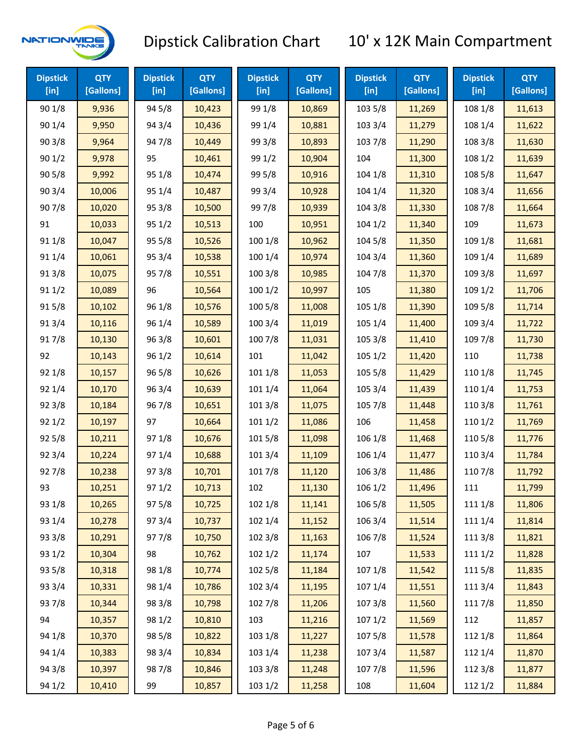# Dipstick Calibration Chart — 10' x 12K Main Compartment

| Dipstick [in] | QTY [Gallons] | Dipstick [in] | QTY [Gallons] | Dipstick [in] | QTY [Gallons] | Dipstick [in] | QTY [Gallons] | Dipstick [in] | QTY [Gallons] |
|---|---|---|---|---|---|---|---|---|---|
| 90 1/8 | 9,936 | 94 5/8 | 10,423 | 99 1/8 | 10,869 | 103 5/8 | 11,269 | 108 1/8 | 11,613 |
| 90 1/4 | 9,950 | 94 3/4 | 10,436 | 99 1/4 | 10,881 | 103 3/4 | 11,279 | 108 1/4 | 11,622 |
| 90 3/8 | 9,964 | 94 7/8 | 10,449 | 99 3/8 | 10,893 | 103 7/8 | 11,290 | 108 3/8 | 11,630 |
| 90 1/2 | 9,978 | 95 | 10,461 | 99 1/2 | 10,904 | 104 | 11,300 | 108 1/2 | 11,639 |
| 90 5/8 | 9,992 | 95 1/8 | 10,474 | 99 5/8 | 10,916 | 104 1/8 | 11,310 | 108 5/8 | 11,647 |
| 90 3/4 | 10,006 | 95 1/4 | 10,487 | 99 3/4 | 10,928 | 104 1/4 | 11,320 | 108 3/4 | 11,656 |
| 90 7/8 | 10,020 | 95 3/8 | 10,500 | 99 7/8 | 10,939 | 104 3/8 | 11,330 | 108 7/8 | 11,664 |
| 91 | 10,033 | 95 1/2 | 10,513 | 100 | 10,951 | 104 1/2 | 11,340 | 109 | 11,673 |
| 91 1/8 | 10,047 | 95 5/8 | 10,526 | 100 1/8 | 10,962 | 104 5/8 | 11,350 | 109 1/8 | 11,681 |
| 91 1/4 | 10,061 | 95 3/4 | 10,538 | 100 1/4 | 10,974 | 104 3/4 | 11,360 | 109 1/4 | 11,689 |
| 91 3/8 | 10,075 | 95 7/8 | 10,551 | 100 3/8 | 10,985 | 104 7/8 | 11,370 | 109 3/8 | 11,697 |
| 91 1/2 | 10,089 | 96 | 10,564 | 100 1/2 | 10,997 | 105 | 11,380 | 109 1/2 | 11,706 |
| 91 5/8 | 10,102 | 96 1/8 | 10,576 | 100 5/8 | 11,008 | 105 1/8 | 11,390 | 109 5/8 | 11,714 |
| 91 3/4 | 10,116 | 96 1/4 | 10,589 | 100 3/4 | 11,019 | 105 1/4 | 11,400 | 109 3/4 | 11,722 |
| 91 7/8 | 10,130 | 96 3/8 | 10,601 | 100 7/8 | 11,031 | 105 3/8 | 11,410 | 109 7/8 | 11,730 |
| 92 | 10,143 | 96 1/2 | 10,614 | 101 | 11,042 | 105 1/2 | 11,420 | 110 | 11,738 |
| 92 1/8 | 10,157 | 96 5/8 | 10,626 | 101 1/8 | 11,053 | 105 5/8 | 11,429 | 110 1/8 | 11,745 |
| 92 1/4 | 10,170 | 96 3/4 | 10,639 | 101 1/4 | 11,064 | 105 3/4 | 11,439 | 110 1/4 | 11,753 |
| 92 3/8 | 10,184 | 96 7/8 | 10,651 | 101 3/8 | 11,075 | 105 7/8 | 11,448 | 110 3/8 | 11,761 |
| 92 1/2 | 10,197 | 97 | 10,664 | 101 1/2 | 11,086 | 106 | 11,458 | 110 1/2 | 11,769 |
| 92 5/8 | 10,211 | 97 1/8 | 10,676 | 101 5/8 | 11,098 | 106 1/8 | 11,468 | 110 5/8 | 11,776 |
| 92 3/4 | 10,224 | 97 1/4 | 10,688 | 101 3/4 | 11,109 | 106 1/4 | 11,477 | 110 3/4 | 11,784 |
| 92 7/8 | 10,238 | 97 3/8 | 10,701 | 101 7/8 | 11,120 | 106 3/8 | 11,486 | 110 7/8 | 11,792 |
| 93 | 10,251 | 97 1/2 | 10,713 | 102 | 11,130 | 106 1/2 | 11,496 | 111 | 11,799 |
| 93 1/8 | 10,265 | 97 5/8 | 10,725 | 102 1/8 | 11,141 | 106 5/8 | 11,505 | 111 1/8 | 11,806 |
| 93 1/4 | 10,278 | 97 3/4 | 10,737 | 102 1/4 | 11,152 | 106 3/4 | 11,514 | 111 1/4 | 11,814 |
| 93 3/8 | 10,291 | 97 7/8 | 10,750 | 102 3/8 | 11,163 | 106 7/8 | 11,524 | 111 3/8 | 11,821 |
| 93 1/2 | 10,304 | 98 | 10,762 | 102 1/2 | 11,174 | 107 | 11,533 | 111 1/2 | 11,828 |
| 93 5/8 | 10,318 | 98 1/8 | 10,774 | 102 5/8 | 11,184 | 107 1/8 | 11,542 | 111 5/8 | 11,835 |
| 93 3/4 | 10,331 | 98 1/4 | 10,786 | 102 3/4 | 11,195 | 107 1/4 | 11,551 | 111 3/4 | 11,843 |
| 93 7/8 | 10,344 | 98 3/8 | 10,798 | 102 7/8 | 11,206 | 107 3/8 | 11,560 | 111 7/8 | 11,850 |
| 94 | 10,357 | 98 1/2 | 10,810 | 103 | 11,216 | 107 1/2 | 11,569 | 112 | 11,857 |
| 94 1/8 | 10,370 | 98 5/8 | 10,822 | 103 1/8 | 11,227 | 107 5/8 | 11,578 | 112 1/8 | 11,864 |
| 94 1/4 | 10,383 | 98 3/4 | 10,834 | 103 1/4 | 11,238 | 107 3/4 | 11,587 | 112 1/4 | 11,870 |
| 94 3/8 | 10,397 | 98 7/8 | 10,846 | 103 3/8 | 11,248 | 107 7/8 | 11,596 | 112 3/8 | 11,877 |
| 94 1/2 | 10,410 | 99 | 10,857 | 103 1/2 | 11,258 | 108 | 11,604 | 112 1/2 | 11,884 |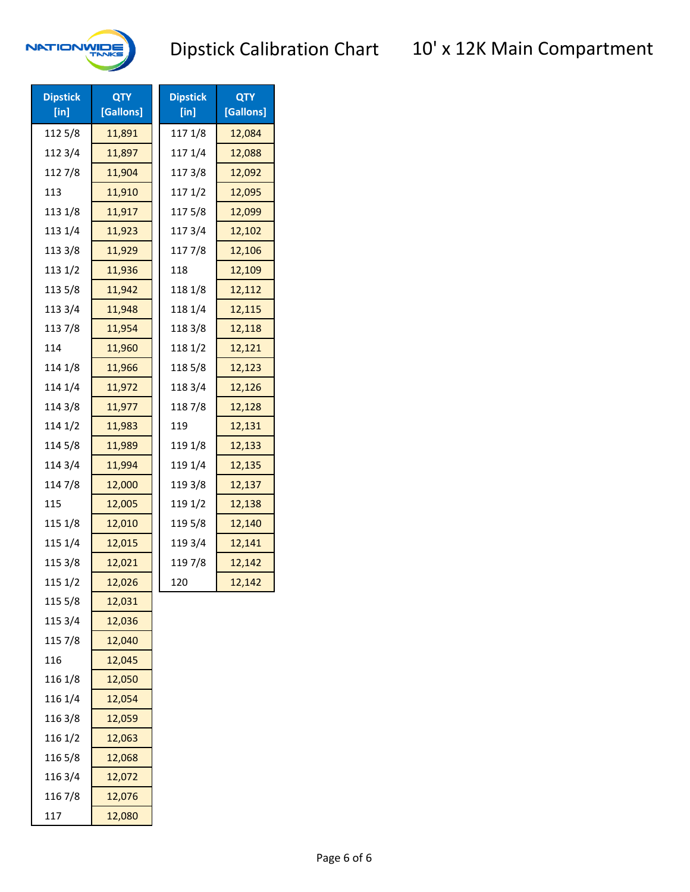# Dipstick Calibration Chart — 10' x 12K Main Compartment

| Dipstick [in] | QTY [Gallons] |
|---|---|
| 112 5/8 | 11,891 |
| 112 3/4 | 11,897 |
| 112 7/8 | 11,904 |
| 113 | 11,910 |
| 113 1/8 | 11,917 |
| 113 1/4 | 11,923 |
| 113 3/8 | 11,929 |
| 113 1/2 | 11,936 |
| 113 5/8 | 11,942 |
| 113 3/4 | 11,948 |
| 113 7/8 | 11,954 |
| 114 | 11,960 |
| 114 1/8 | 11,966 |
| 114 1/4 | 11,972 |
| 114 3/8 | 11,977 |
| 114 1/2 | 11,983 |
| 114 5/8 | 11,989 |
| 114 3/4 | 11,994 |
| 114 7/8 | 12,000 |
| 115 | 12,005 |
| 115 1/8 | 12,010 |
| 115 1/4 | 12,015 |
| 115 3/8 | 12,021 |
| 115 1/2 | 12,026 |
| 115 5/8 | 12,031 |
| 115 3/4 | 12,036 |
| 115 7/8 | 12,040 |
| 116 | 12,045 |
| 116 1/8 | 12,050 |
| 116 1/4 | 12,054 |
| 116 3/8 | 12,059 |
| 116 1/2 | 12,063 |
| 116 5/8 | 12,068 |
| 116 3/4 | 12,072 |
| 116 7/8 | 12,076 |
| 117 | 12,080 |
| 117 1/8 | 12,084 |
| 117 1/4 | 12,088 |
| 117 3/8 | 12,092 |
| 117 1/2 | 12,095 |
| 117 5/8 | 12,099 |
| 117 3/4 | 12,102 |
| 117 7/8 | 12,106 |
| 118 | 12,109 |
| 118 1/8 | 12,112 |
| 118 1/4 | 12,115 |
| 118 3/8 | 12,118 |
| 118 1/2 | 12,121 |
| 118 5/8 | 12,123 |
| 118 3/4 | 12,126 |
| 118 7/8 | 12,128 |
| 119 | 12,131 |
| 119 1/8 | 12,133 |
| 119 1/4 | 12,135 |
| 119 3/8 | 12,137 |
| 119 1/2 | 12,138 |
| 119 5/8 | 12,140 |
| 119 3/4 | 12,141 |
| 119 7/8 | 12,142 |
| 120 | 12,142 |